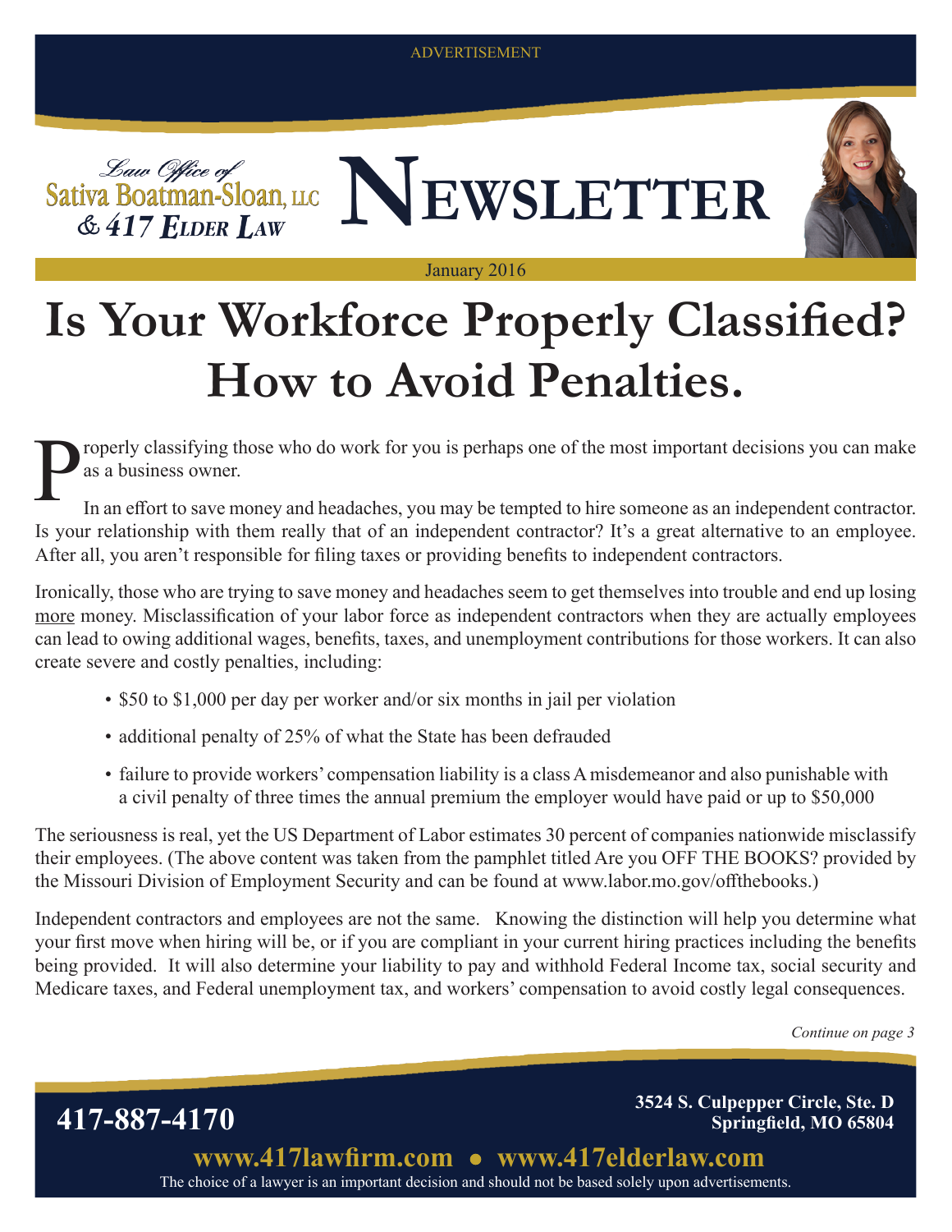ADVERTISEMENT

Law Office of
Sativa Boatman-Sloan, LLC
& 417 Elder Law

# NEWSLETTER

January 2016

# Is Your Workforce Properly Classified? How to Avoid Penalties.

Properly classifying those who do work for you is perhaps one of the most important decisions you can make as a business owner.

In an effort to save money and headaches, you may be tempted to hire someone as an independent contractor. Is your relationship with them really that of an independent contractor? It's a great alternative to an employee. After all, you aren't responsible for filing taxes or providing benefits to independent contractors.

Ironically, those who are trying to save money and headaches seem to get themselves into trouble and end up losing more money. Misclassification of your labor force as independent contractors when they are actually employees can lead to owing additional wages, benefits, taxes, and unemployment contributions for those workers. It can also create severe and costly penalties, including:

- $50 to $1,000 per day per worker and/or six months in jail per violation
- additional penalty of 25% of what the State has been defrauded
- failure to provide workers' compensation liability is a class A misdemeanor and also punishable with a civil penalty of three times the annual premium the employer would have paid or up to $50,000

The seriousness is real, yet the US Department of Labor estimates 30 percent of companies nationwide misclassify their employees. (The above content was taken from the pamphlet titled Are you OFF THE BOOKS? provided by the Missouri Division of Employment Security and can be found at www.labor.mo.gov/offthebooks.)

Independent contractors and employees are not the same. Knowing the distinction will help you determine what your first move when hiring will be, or if you are compliant in your current hiring practices including the benefits being provided. It will also determine your liability to pay and withhold Federal Income tax, social security and Medicare taxes, and Federal unemployment tax, and workers' compensation to avoid costly legal consequences.

*Continue on page 3*

**417-887-4170**

**3524 S. Culpepper Circle, Ste. D**
**Springfield, MO 65804**

**www.417lawfirm.com • www.417elderlaw.com**

The choice of a lawyer is an important decision and should not be based solely upon advertisements.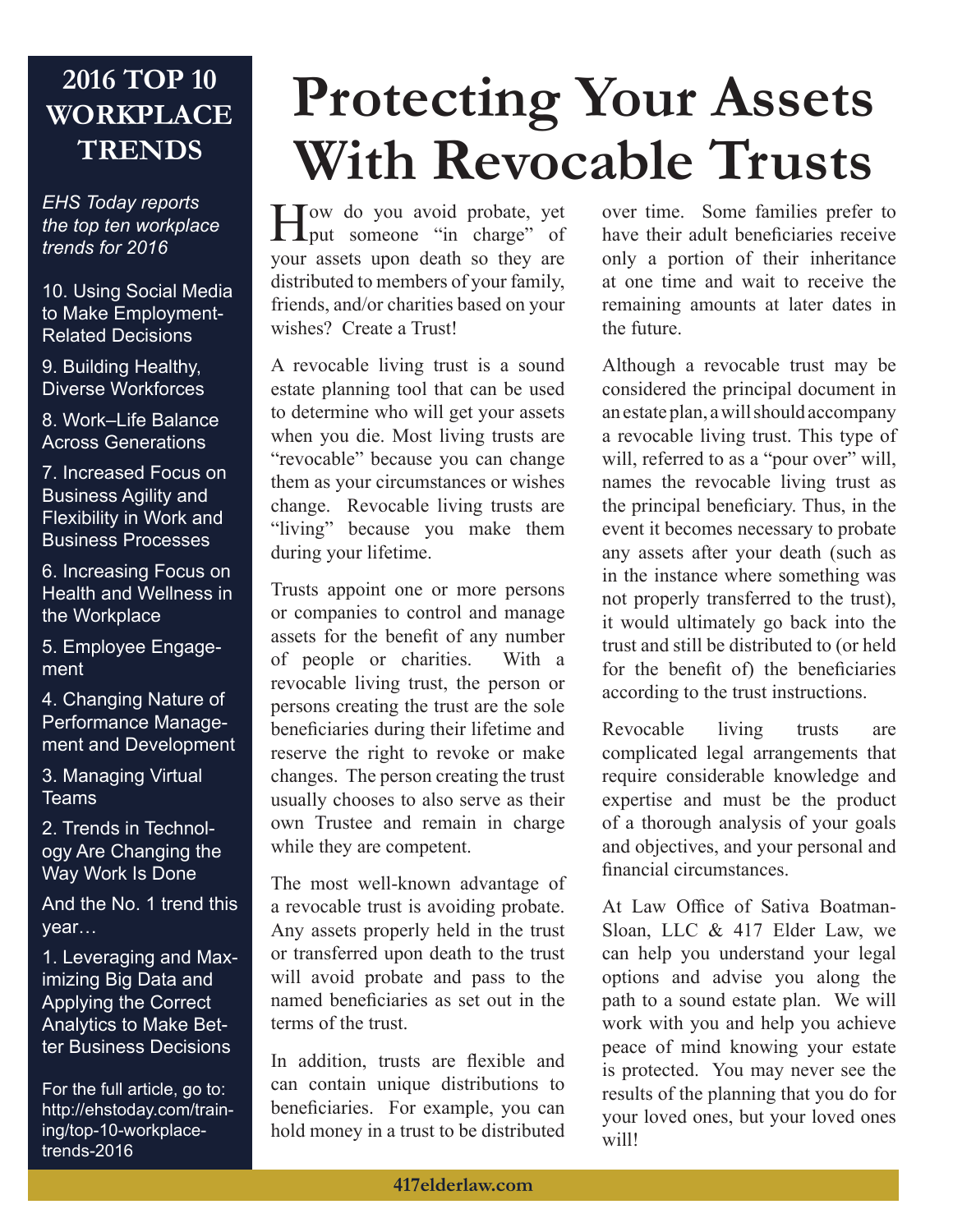## 2016 TOP 10 WORKPLACE TRENDS

*EHS Today reports the top ten workplace trends for 2016*

10. Using Social Media to Make Employment-Related Decisions

9. Building Healthy, Diverse Workforces

8. Work–Life Balance Across Generations

7. Increased Focus on Business Agility and Flexibility in Work and Business Processes

6. Increasing Focus on Health and Wellness in the Workplace

5. Employee Engagement

4. Changing Nature of Performance Management and Development

3. Managing Virtual Teams

2. Trends in Technology Are Changing the Way Work Is Done

And the No. 1 trend this year…

1. Leveraging and Maximizing Big Data and Applying the Correct Analytics to Make Better Business Decisions

For the full article, go to: http://ehstoday.com/training/top-10-workplace-trends-2016

# Protecting Your Assets With Revocable Trusts

How do you avoid probate, yet put someone "in charge" of your assets upon death so they are distributed to members of your family, friends, and/or charities based on your wishes? Create a Trust!

A revocable living trust is a sound estate planning tool that can be used to determine who will get your assets when you die. Most living trusts are "revocable" because you can change them as your circumstances or wishes change. Revocable living trusts are "living" because you make them during your lifetime.

Trusts appoint one or more persons or companies to control and manage assets for the benefit of any number of people or charities. With a revocable living trust, the person or persons creating the trust are the sole beneficiaries during their lifetime and reserve the right to revoke or make changes. The person creating the trust usually chooses to also serve as their own Trustee and remain in charge while they are competent.

The most well-known advantage of a revocable trust is avoiding probate. Any assets properly held in the trust or transferred upon death to the trust will avoid probate and pass to the named beneficiaries as set out in the terms of the trust.

In addition, trusts are flexible and can contain unique distributions to beneficiaries. For example, you can hold money in a trust to be distributed over time. Some families prefer to have their adult beneficiaries receive only a portion of their inheritance at one time and wait to receive the remaining amounts at later dates in the future.

Although a revocable trust may be considered the principal document in an estate plan, a will should accompany a revocable living trust. This type of will, referred to as a "pour over" will, names the revocable living trust as the principal beneficiary. Thus, in the event it becomes necessary to probate any assets after your death (such as in the instance where something was not properly transferred to the trust), it would ultimately go back into the trust and still be distributed to (or held for the benefit of) the beneficiaries according to the trust instructions.

Revocable living trusts are complicated legal arrangements that require considerable knowledge and expertise and must be the product of a thorough analysis of your goals and objectives, and your personal and financial circumstances.

At Law Office of Sativa Boatman-Sloan, LLC & 417 Elder Law, we can help you understand your legal options and advise you along the path to a sound estate plan. We will work with you and help you achieve peace of mind knowing your estate is protected. You may never see the results of the planning that you do for your loved ones, but your loved ones will!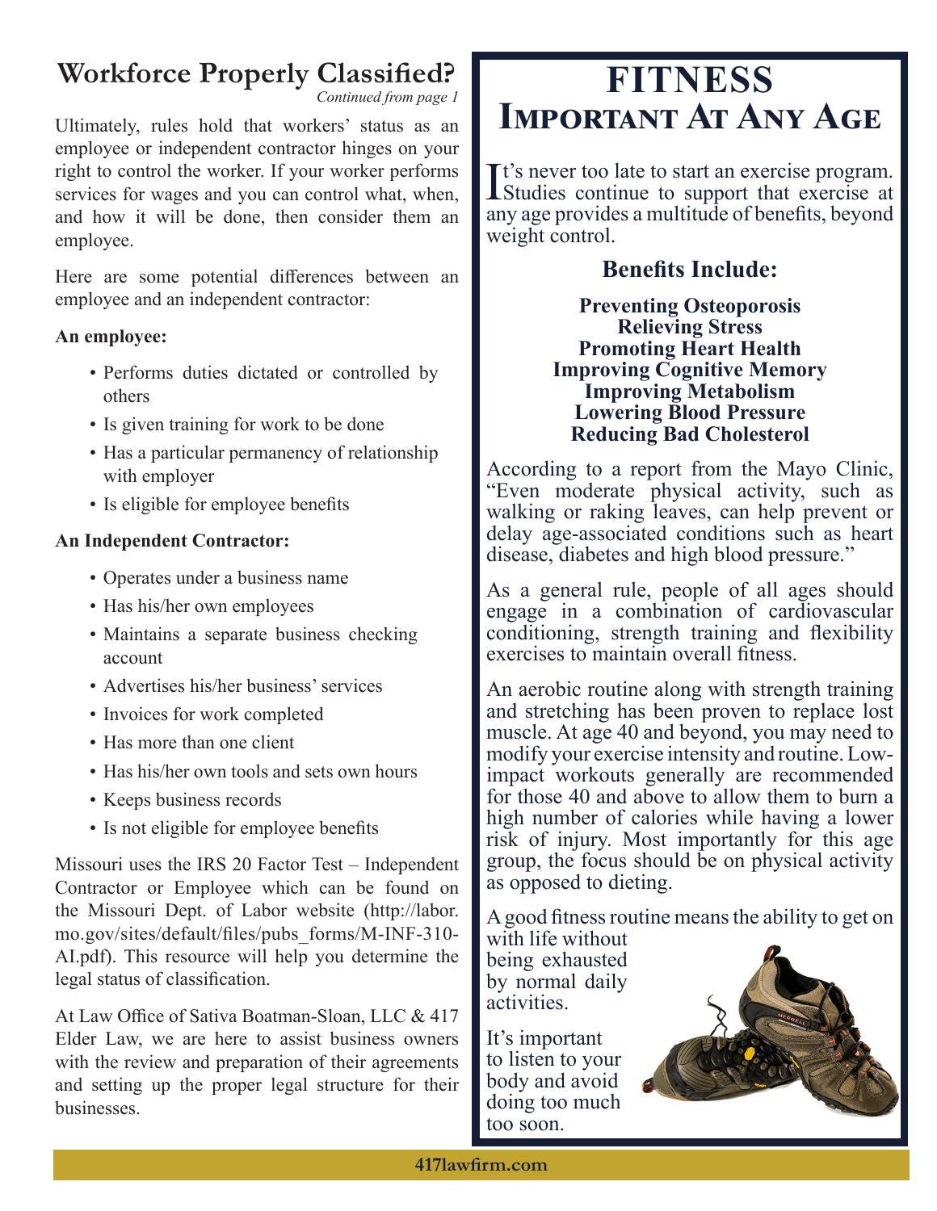## Workforce Properly Classified?

*Continued from page 1*

Ultimately, rules hold that workers' status as an employee or independent contractor hinges on your right to control the worker. If your worker performs services for wages and you can control what, when, and how it will be done, then consider them an employee.

Here are some potential differences between an employee and an independent contractor:

**An employee:**

- Performs duties dictated or controlled by others
- Is given training for work to be done
- Has a particular permanency of relationship with employer
- Is eligible for employee benefits

**An Independent Contractor:**

- Operates under a business name
- Has his/her own employees
- Maintains a separate business checking account
- Advertises his/her business' services
- Invoices for work completed
- Has more than one client
- Has his/her own tools and sets own hours
- Keeps business records
- Is not eligible for employee benefits

Missouri uses the IRS 20 Factor Test – Independent Contractor or Employee which can be found on the Missouri Dept. of Labor website (http://labor.mo.gov/sites/default/files/pubs_forms/M-INF-310-AI.pdf). This resource will help you determine the legal status of classification.

At Law Office of Sativa Boatman-Sloan, LLC & 417 Elder Law, we are here to assist business owners with the review and preparation of their agreements and setting up the proper legal structure for their businesses.

## FITNESS Important At Any Age

It's never too late to start an exercise program. Studies continue to support that exercise at any age provides a multitude of benefits, beyond weight control.

### Benefits Include:

**Preventing Osteoporosis**
**Relieving Stress**
**Promoting Heart Health**
**Improving Cognitive Memory**
**Improving Metabolism**
**Lowering Blood Pressure**
**Reducing Bad Cholesterol**

According to a report from the Mayo Clinic, "Even moderate physical activity, such as walking or raking leaves, can help prevent or delay age-associated conditions such as heart disease, diabetes and high blood pressure."

As a general rule, people of all ages should engage in a combination of cardiovascular conditioning, strength training and flexibility exercises to maintain overall fitness.

An aerobic routine along with strength training and stretching has been proven to replace lost muscle. At age 40 and beyond, you may need to modify your exercise intensity and routine. Low-impact workouts generally are recommended for those 40 and above to allow them to burn a high number of calories while having a lower risk of injury. Most importantly for this age group, the focus should be on physical activity as opposed to dieting.

A good fitness routine means the ability to get on with life without being exhausted by normal daily activities.

It's important to listen to your body and avoid doing too much too soon.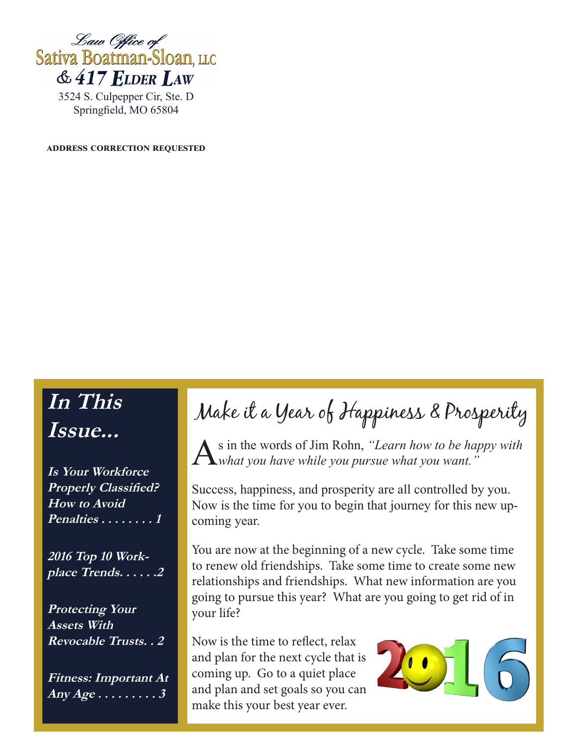Law Office of
Sativa Boatman-Sloan, LLC
& 417 Elder Law

3524 S. Culpepper Cir, Ste. D
Springfield, MO 65804

**ADDRESS CORRECTION REQUESTED**

## *In This Issue...*

***Is Your Workforce Properly Classified? How to Avoid Penalties . . . . . . . . 1***

***2016 Top 10 Workplace Trends. . . . . .2***

***Protecting Your Assets With Revocable Trusts. . 2***

***Fitness: Important At Any Age . . . . . . . . . 3***

# Make it a Year of Happiness & Prosperity

As in the words of Jim Rohn, *"Learn how to be happy with what you have while you pursue what you want."*

Success, happiness, and prosperity are all controlled by you. Now is the time for you to begin that journey for this new upcoming year.

You are now at the beginning of a new cycle. Take some time to renew old friendships. Take some time to create some new relationships and friendships. What new information are you going to pursue this year? What are you going to get rid of in your life?

Now is the time to reflect, relax and plan for the next cycle that is coming up. Go to a quiet place and plan and set goals so you can make this your best year ever.